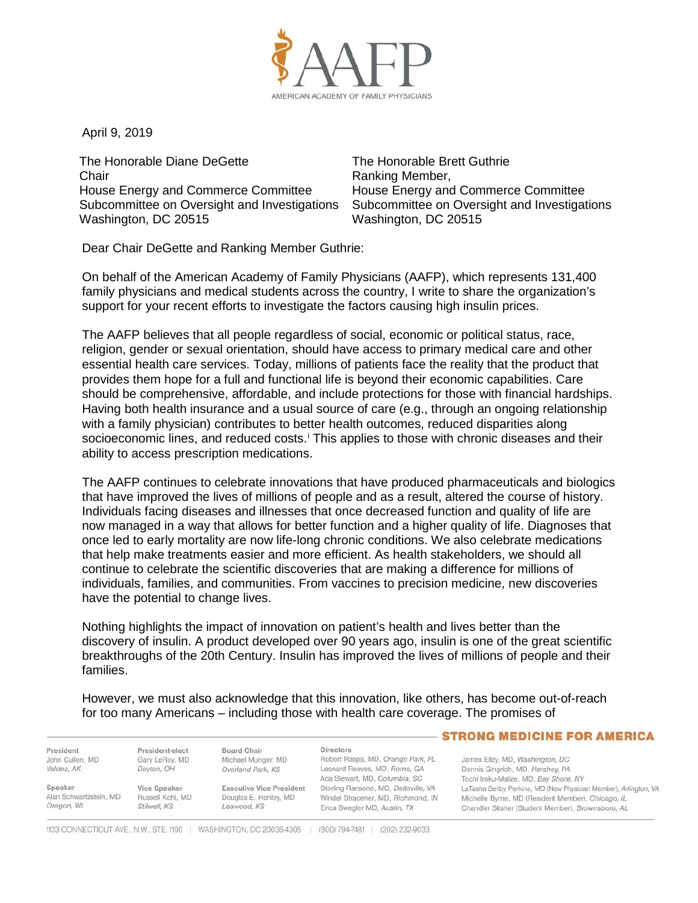AMERICAN ACADEMY OF FAMILY PHYSICIANS

April 9, 2019

The Honorable Diane DeGette
Chair
House Energy and Commerce Committee
Subcommittee on Oversight and Investigations
Washington, DC 20515

The Honorable Brett Guthrie
Ranking Member,
House Energy and Commerce Committee
Subcommittee on Oversight and Investigations
Washington, DC 20515

Dear Chair DeGette and Ranking Member Guthrie:

On behalf of the American Academy of Family Physicians (AAFP), which represents 131,400 family physicians and medical students across the country, I write to share the organization's support for your recent efforts to investigate the factors causing high insulin prices.

The AAFP believes that all people regardless of social, economic or political status, race, religion, gender or sexual orientation, should have access to primary medical care and other essential health care services. Today, millions of patients face the reality that the product that provides them hope for a full and functional life is beyond their economic capabilities. Care should be comprehensive, affordable, and include protections for those with financial hardships. Having both health insurance and a usual source of care (e.g., through an ongoing relationship with a family physician) contributes to better health outcomes, reduced disparities along socioeconomic lines, and reduced costs.[i] This applies to those with chronic diseases and their ability to access prescription medications.

The AAFP continues to celebrate innovations that have produced pharmaceuticals and biologics that have improved the lives of millions of people and as a result, altered the course of history. Individuals facing diseases and illnesses that once decreased function and quality of life are now managed in a way that allows for better function and a higher quality of life. Diagnoses that once led to early mortality are now life-long chronic conditions. We also celebrate medications that help make treatments easier and more efficient. As health stakeholders, we should all continue to celebrate the scientific discoveries that are making a difference for millions of individuals, families, and communities. From vaccines to precision medicine, new discoveries have the potential to change lives.

Nothing highlights the impact of innovation on patient's health and lives better than the discovery of insulin. A product developed over 90 years ago, insulin is one of the great scientific breakthroughs of the 20th Century. Insulin has improved the lives of millions of people and their families.

However, we must also acknowledge that this innovation, like others, has become out-of-reach for too many Americans – including those with health care coverage. The promises of

STRONG MEDICINE FOR AMERICA

**President**
John Cullen, MD
*Valdez, AK*

**Speaker**
Alan Schwartzstein, MD
*Oregon, WI*

**President-elect**
Gary LeRoy, MD
*Dayton, OH*

**Vice Speaker**
Russell Kohl, MD
*Stilwell, KS*

**Board Chair**
Michael Munger, MD
*Overland Park, KS*

**Executive Vice President**
Douglas E. Henley, MD
*Leawood, KS*

**Directors**
Robert Raspa, MD, *Orange Park, FL*
Leonard Reeves, MD, *Rome, GA*
Ada Stewart, MD, *Columbia, SC*
Sterling Ransone, MD, *Deltaville, VA*
Windel Stracener, MD, *Richmond, IN*
Erica Swegler MD, *Austin, TX*
James Ellzy, MD, *Washington, DC*
Dennis Gingrich, MD, *Hershey, PA*
Tochi Iroku-Malize, MD, *Bay Shore, NY*
LaTasha Seliby Perkins, MD (New Physician Member), *Arlington, VA*
Michelle Byrne, MD (Resident Member), *Chicago, IL*
Chandler Stisher (Student Member), *Brownsboro, AL*

1133 CONNECTICUT AVE., N.W., STE. 1100 | WASHINGTON, DC 20036-4305 | (800) 794-7481 | (202) 232-9033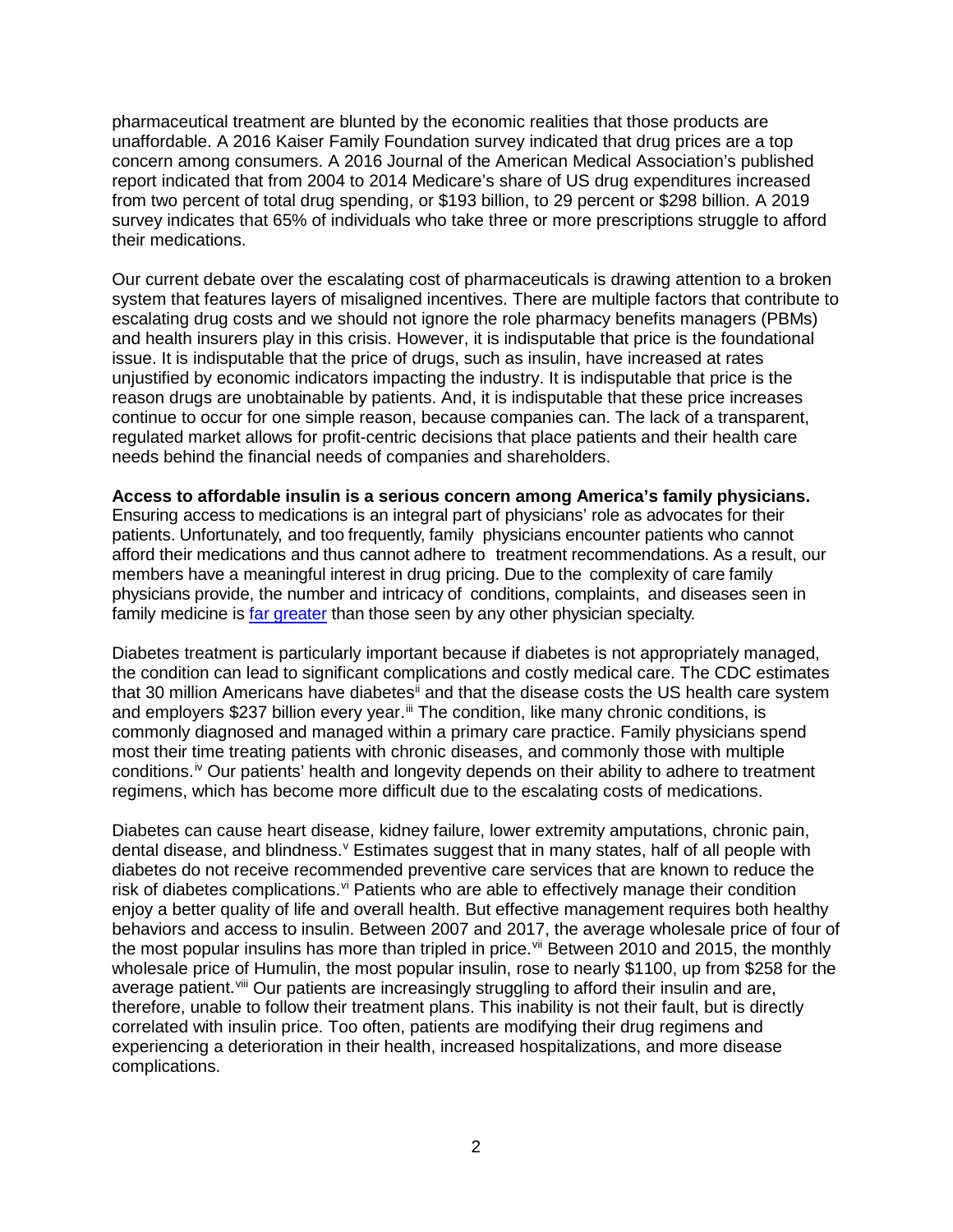pharmaceutical treatment are blunted by the economic realities that those products are unaffordable. A 2016 Kaiser Family Foundation survey indicated that drug prices are a top concern among consumers. A 2016 Journal of the American Medical Association's published report indicated that from 2004 to 2014 Medicare's share of US drug expenditures increased from two percent of total drug spending, or $193 billion, to 29 percent or $298 billion. A 2019 survey indicates that 65% of individuals who take three or more prescriptions struggle to afford their medications.

Our current debate over the escalating cost of pharmaceuticals is drawing attention to a broken system that features layers of misaligned incentives. There are multiple factors that contribute to escalating drug costs and we should not ignore the role pharmacy benefits managers (PBMs) and health insurers play in this crisis. However, it is indisputable that price is the foundational issue. It is indisputable that the price of drugs, such as insulin, have increased at rates unjustified by economic indicators impacting the industry. It is indisputable that price is the reason drugs are unobtainable by patients. And, it is indisputable that these price increases continue to occur for one simple reason, because companies can. The lack of a transparent, regulated market allows for profit-centric decisions that place patients and their health care needs behind the financial needs of companies and shareholders.

**Access to affordable insulin is a serious concern among America's family physicians.** Ensuring access to medications is an integral part of physicians' role as advocates for their patients. Unfortunately, and too frequently, family physicians encounter patients who cannot afford their medications and thus cannot adhere to treatment recommendations. As a result, our members have a meaningful interest in drug pricing. Due to the complexity of care family physicians provide, the number and intricacy of conditions, complaints, and diseases seen in family medicine is far greater than those seen by any other physician specialty.

Diabetes treatment is particularly important because if diabetes is not appropriately managed, the condition can lead to significant complications and costly medical care. The CDC estimates that 30 million Americans have diabetes[ii] and that the disease costs the US health care system and employers $237 billion every year.[iii] The condition, like many chronic conditions, is commonly diagnosed and managed within a primary care practice. Family physicians spend most their time treating patients with chronic diseases, and commonly those with multiple conditions.[iv] Our patients' health and longevity depends on their ability to adhere to treatment regimens, which has become more difficult due to the escalating costs of medications.

Diabetes can cause heart disease, kidney failure, lower extremity amputations, chronic pain, dental disease, and blindness.[v] Estimates suggest that in many states, half of all people with diabetes do not receive recommended preventive care services that are known to reduce the risk of diabetes complications.[vi] Patients who are able to effectively manage their condition enjoy a better quality of life and overall health. But effective management requires both healthy behaviors and access to insulin. Between 2007 and 2017, the average wholesale price of four of the most popular insulins has more than tripled in price.[vii] Between 2010 and 2015, the monthly wholesale price of Humulin, the most popular insulin, rose to nearly $1100, up from $258 for the average patient.[viii] Our patients are increasingly struggling to afford their insulin and are, therefore, unable to follow their treatment plans. This inability is not their fault, but is directly correlated with insulin price. Too often, patients are modifying their drug regimens and experiencing a deterioration in their health, increased hospitalizations, and more disease complications.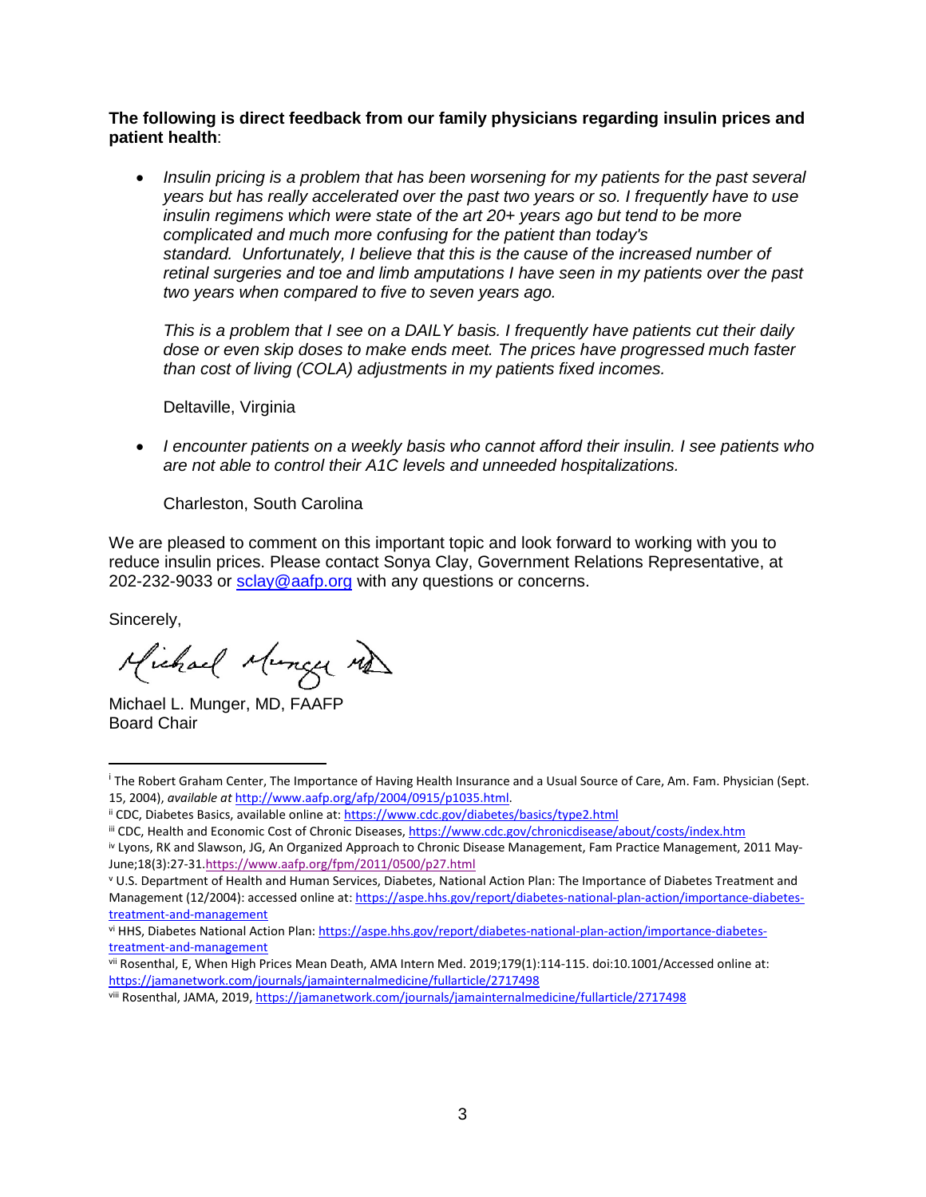**The following is direct feedback from our family physicians regarding insulin prices and patient health**:

- *Insulin pricing is a problem that has been worsening for my patients for the past several years but has really accelerated over the past two years or so. I frequently have to use insulin regimens which were state of the art 20+ years ago but tend to be more complicated and much more confusing for the patient than today's standard. Unfortunately, I believe that this is the cause of the increased number of retinal surgeries and toe and limb amputations I have seen in my patients over the past two years when compared to five to seven years ago.*

  *This is a problem that I see on a DAILY basis. I frequently have patients cut their daily dose or even skip doses to make ends meet. The prices have progressed much faster than cost of living (COLA) adjustments in my patients fixed incomes.*

  Deltaville, Virginia

- *I encounter patients on a weekly basis who cannot afford their insulin. I see patients who are not able to control their A1C levels and unneeded hospitalizations.*

  Charleston, South Carolina

We are pleased to comment on this important topic and look forward to working with you to reduce insulin prices. Please contact Sonya Clay, Government Relations Representative, at 202-232-9033 or sclay@aafp.org with any questions or concerns.

Sincerely,

Michael L. Munger, MD, FAAFP
Board Chair

---

[i] The Robert Graham Center, The Importance of Having Health Insurance and a Usual Source of Care, Am. Fam. Physician (Sept. 15, 2004), *available at* http://www.aafp.org/afp/2004/0915/p1035.html.

[ii] CDC, Diabetes Basics, available online at: https://www.cdc.gov/diabetes/basics/type2.html

[iii] CDC, Health and Economic Cost of Chronic Diseases, https://www.cdc.gov/chronicdisease/about/costs/index.htm

[iv] Lyons, RK and Slawson, JG, An Organized Approach to Chronic Disease Management, Fam Practice Management, 2011 May-June;18(3):27-31.https://www.aafp.org/fpm/2011/0500/p27.html

[v] U.S. Department of Health and Human Services, Diabetes, National Action Plan: The Importance of Diabetes Treatment and Management (12/2004): accessed online at: https://aspe.hhs.gov/report/diabetes-national-plan-action/importance-diabetes-treatment-and-management

[vi] HHS, Diabetes National Action Plan: https://aspe.hhs.gov/report/diabetes-national-plan-action/importance-diabetes-treatment-and-management

[vii] Rosenthal, E, When High Prices Mean Death, AMA Intern Med. 2019;179(1):114-115. doi:10.1001/Accessed online at: https://jamanetwork.com/journals/jamainternalmedicine/fullarticle/2717498

[viii] Rosenthal, JAMA, 2019, https://jamanetwork.com/journals/jamainternalmedicine/fullarticle/2717498